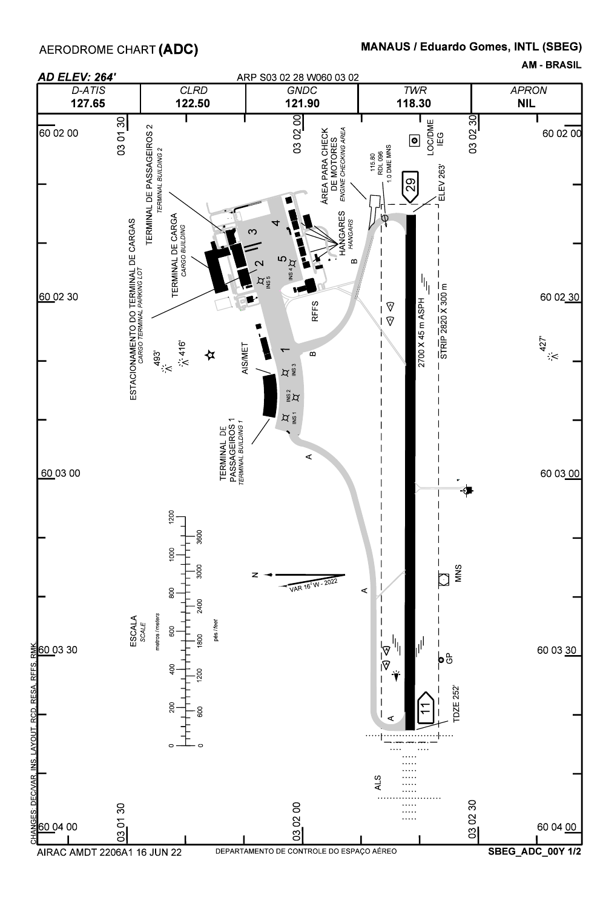# AERODROME CHART (ADC)

**MANAUS / Eduardo Gomes, INTL (SBEG)**

**AM - BRASIL**

***AD ELEV: 264'***

ARP S03 02 28 W060 03 02

| D-ATIS | CLRD | GNDC | TWR | APRON |
|---|---|---|---|---|
| 127.65 | 122.50 | 121.90 | 118.30 | NIL |

TERMINAL DE PASSAGEIROS 2
*TERMINAL BUILDING 2*

TERMINAL DE CARGA
*CARGO BUILDING*

ESTACIONAMENTO DO TERMINAL DE CARGAS
*CARGO TERMINAL PARKING LOT*

ÁREA PARA CHECK DE MOTORES
*ENGINE CHECKING AREA*

HANGARES
*HANGARS*

115.80
RDL 096
1.0 DME MNS

LOC/DME
IEG

29

ELEV 263'

RFFS

AIS/MET

INS 1, INS 2, INS 3, INS 4, INS 5

TERMINAL DE PASSAGEIROS 1
*TERMINAL BUILDING 1*

493'

416'

427'

2700 X 45 m ASPH

STRIP 2820 X 300 m

ESCALA
*SCALE*

metros / *meters*: 0, 200, 400, 600, 800, 1000, 1200

pés / *feet*: 0, 600, 1200, 1800, 2400, 3000, 3600

N

VAR 16° W - 2022

MNS

GP

11

TDZE 252'

ALS

A, B

60 02 00 — 60 02 30 — 60 03 00 — 60 03 30 — 60 04 00

03 01 30 — 03 02 00 — 03 02 30

CHANGES: DECVAR, INS, LAYOUT, RCD, RESA, RFFS, RMK.

AIRAC AMDT 2206A1 16 JUN 22

DEPARTAMENTO DE CONTROLE DO ESPAÇO AÉREO

SBEG_ADC_00Y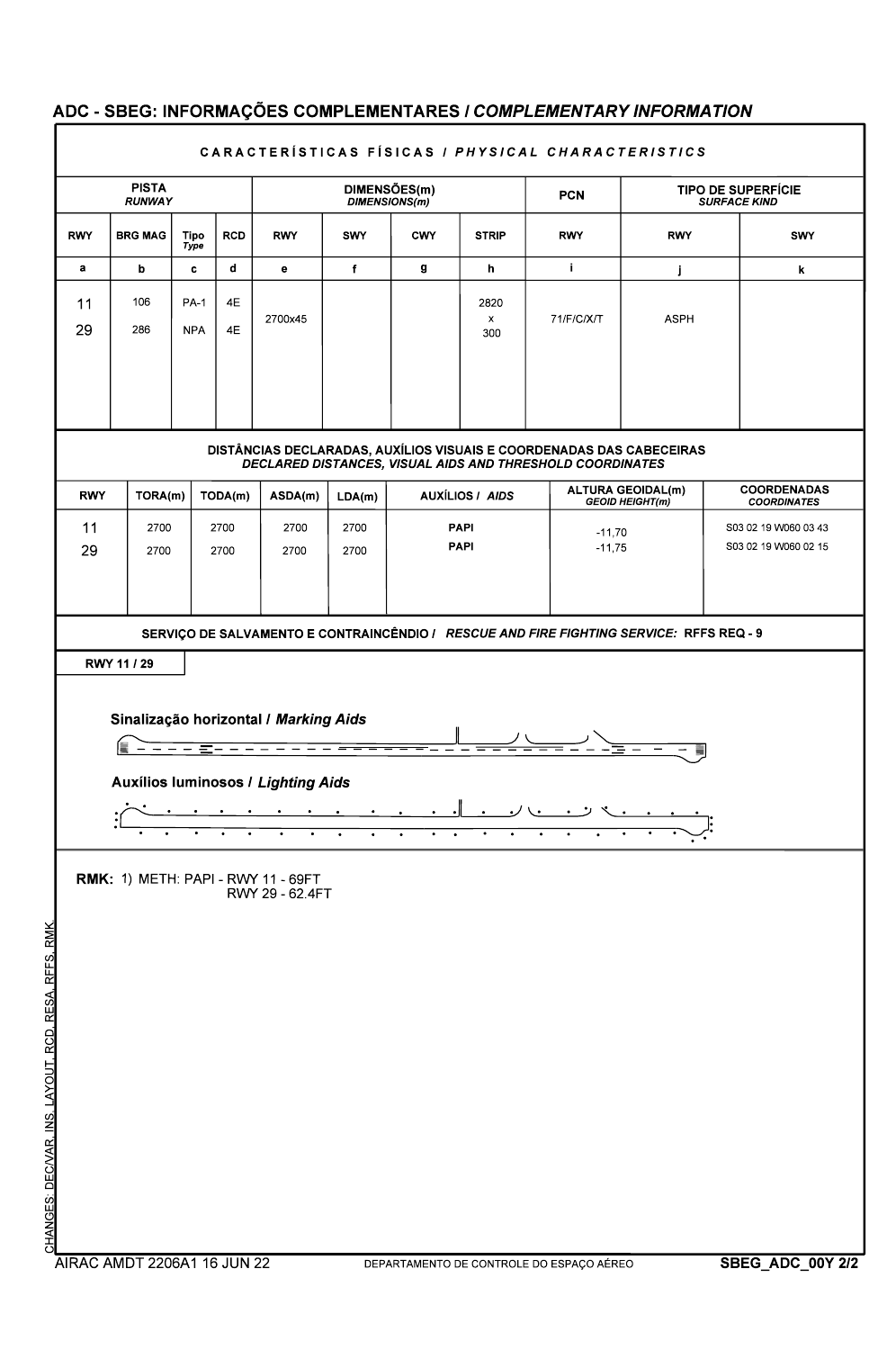## ADC - SBEG: INFORMAÇÕES COMPLEMENTARES / *COMPLEMENTARY INFORMATION*

### CARACTERÍSTICAS FÍSICAS / *PHYSICAL CHARACTERISTICS*

| PISTA *RUNWAY* | | | | DIMENSÕES(m) *DIMENSIONS(m)* | | | | PCN | TIPO DE SUPERFÍCIE *SURFACE KIND* | |
|---|---|---|---|---|---|---|---|---|---|---|
| RWY | BRG MAG | Tipo *Type* | RCD | RWY | SWY | CWY | STRIP | RWY | RWY | SWY |
| a | b | c | d | e | f | g | h | i | j | k |
| 11 | 106 | PA-1 | 4E | 2700x45 | | | 2820 x 300 | 71/F/C/X/T | ASPH | |
| 29 | 286 | NPA | 4E | | | | | | | |

### DISTÂNCIAS DECLARADAS, AUXÍLIOS VISUAIS E COORDENADAS DAS CABECEIRAS / *DECLARED DISTANCES, VISUAL AIDS AND THRESHOLD COORDINATES*

| RWY | TORA(m) | TODA(m) | ASDA(m) | LDA(m) | AUXÍLIOS / *AIDS* | ALTURA GEOIDAL(m) *GEOID HEIGHT(m)* | COORDENADAS *COORDINATES* |
|---|---|---|---|---|---|---|---|
| 11 | 2700 | 2700 | 2700 | 2700 | PAPI | -11,70 | S03 02 19 W060 03 43 |
| 29 | 2700 | 2700 | 2700 | 2700 | PAPI | -11,75 | S03 02 19 W060 02 15 |

### SERVIÇO DE SALVAMENTO E CONTRAINCÊNDIO / *RESCUE AND FIRE FIGHTING SERVICE:* RFFS REQ - 9

**RWY 11 / 29**

**Sinalização horizontal / *Marking Aids***

**Auxílios luminosos / *Lighting Aids***

**RMK:** 1) METH: PAPI - RWY 11 - 69FT
RWY 29 - 62.4FT

CHANGES: DEC/VAR, INS, LAYOUT, RCD, RESA, RFFS, RMK

AIRAC AMDT 2206A1 16 JUN 22

DEPARTAMENTO DE CONTROLE DO ESPAÇO AÉREO

SBEG_ADC_00Y